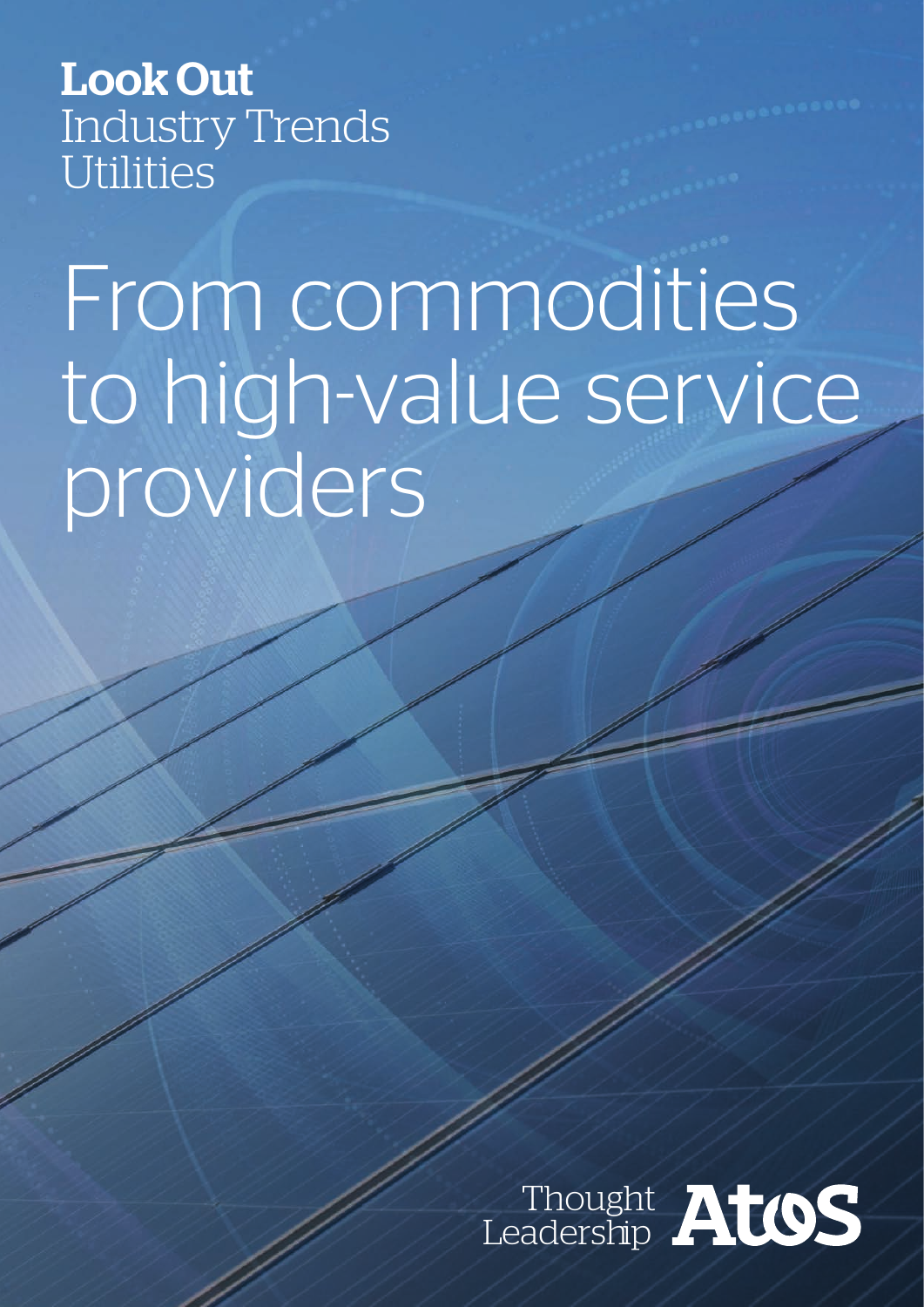**Look Out**
Industry Trends
Utilities

# From commodities to high-value service providers

Thought Leadership

Atos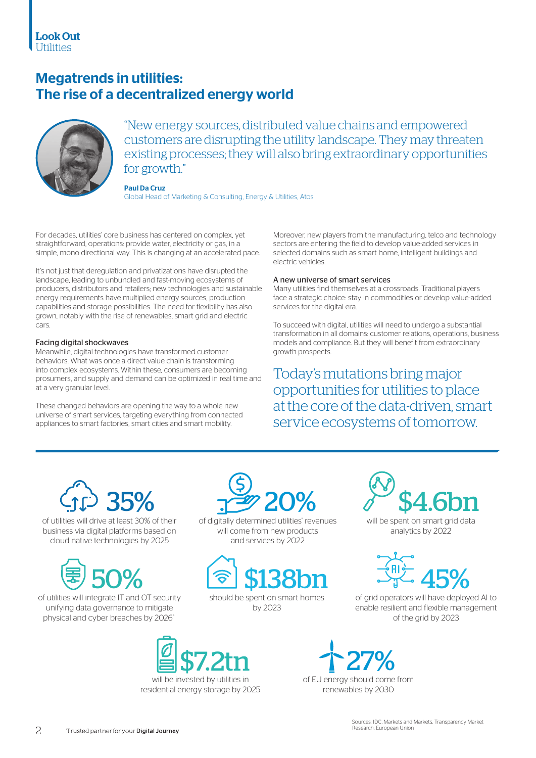**Look Out**
Utilities

# Megatrends in utilities: The rise of a decentralized energy world

"New energy sources, distributed value chains and empowered customers are disrupting the utility landscape. They may threaten existing processes; they will also bring extraordinary opportunities for growth."

**Paul Da Cruz**
Global Head of Marketing & Consulting, Energy & Utilities, Atos

For decades, utilities' core business has centered on complex, yet straightforward, operations: provide water, electricity or gas, in a simple, mono directional way. This is changing at an accelerated pace.

It's not just that deregulation and privatizations have disrupted the landscape, leading to unbundled and fast-moving ecosystems of producers, distributors and retailers; new technologies and sustainable energy requirements have multiplied energy sources, production capabilities and storage possibilities. The need for flexibility has also grown, notably with the rise of renewables, smart grid and electric cars.

### Facing digital shockwaves

Meanwhile, digital technologies have transformed customer behaviors. What was once a direct value chain is transforming into complex ecosystems. Within these, consumers are becoming prosumers, and supply and demand can be optimized in real time and at a very granular level.

These changed behaviors are opening the way to a whole new universe of smart services, targeting everything from connected appliances to smart factories, smart cities and smart mobility.

Moreover, new players from the manufacturing, telco and technology sectors are entering the field to develop value-added services in selected domains such as smart home, intelligent buildings and electric vehicles.

### A new universe of smart services

Many utilities find themselves at a crossroads. Traditional players face a strategic choice: stay in commodities or develop value-added services for the digital era.

To succeed with digital, utilities will need to undergo a substantial transformation in all domains: customer relations, operations, business models and compliance. But they will benefit from extraordinary growth prospects.

Today's mutations bring major opportunities for utilities to place at the core of the data-driven, smart service ecosystems of tomorrow.

---

**35%**
of utilities will drive at least 30% of their business via digital platforms based on cloud native technologies by 2025

**20%**
of digitally determined utilities' revenues will come from new products and services by 2022

**$4.6bn**
will be spent on smart grid data analytics by 2022

**50%**
of utilities will integrate IT and OT security unifying data governance to mitigate physical and cyber breaches by 2026`

**$138bn**
should be spent on smart homes by 2023

**45%**
of grid operators will have deployed AI to enable resilient and flexible management of the grid by 2023

**$7.2tn**
will be invested by utilities in residential energy storage by 2025

**27%**
of EU energy should come from renewables by 2030

Sources: IDC, Markets and Markets, Transparency Market Research, European Union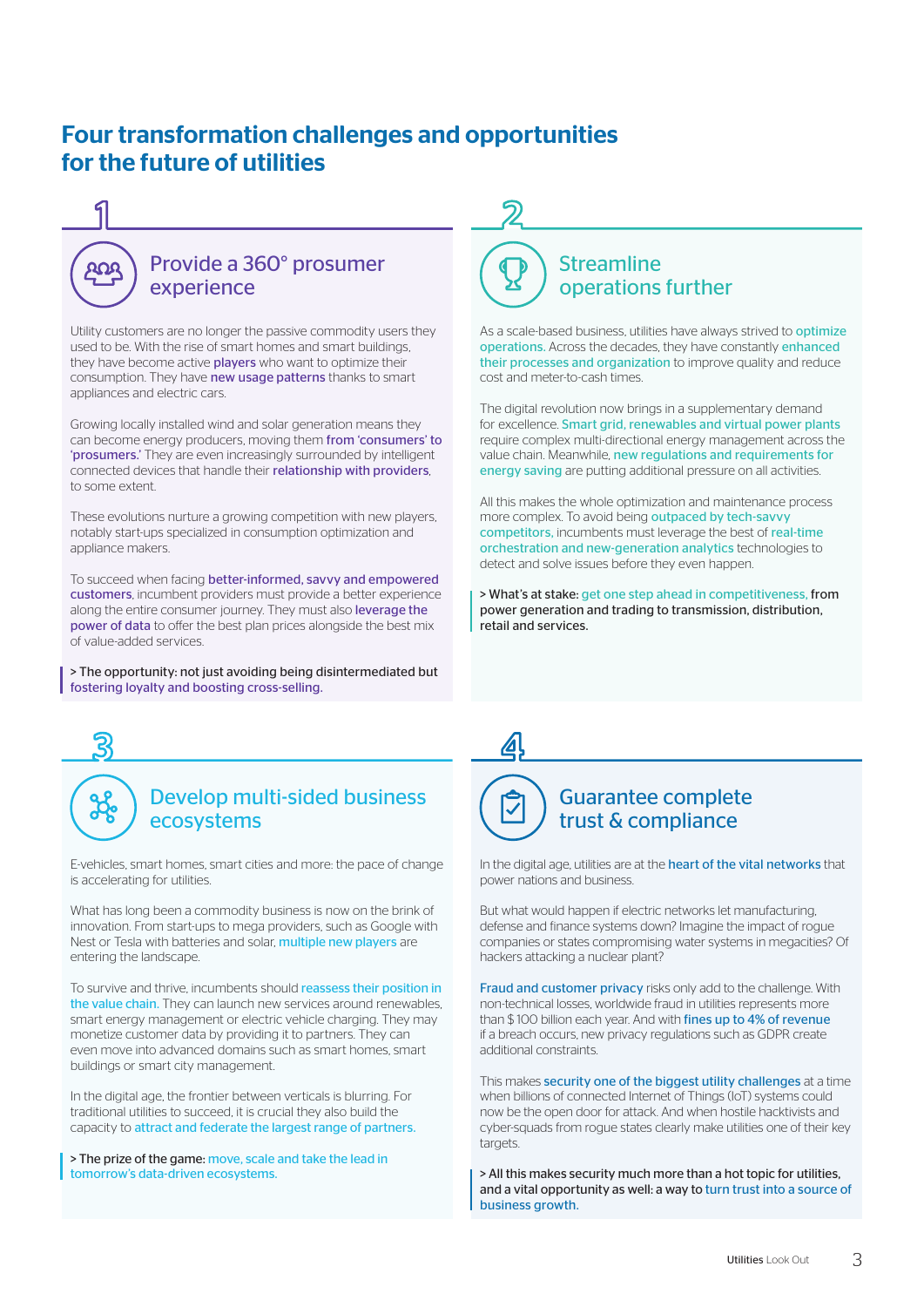# Four transformation challenges and opportunities for the future of utilities

## 1

### Provide a 360° prosumer experience

Utility customers are no longer the passive commodity users they used to be. With the rise of smart homes and smart buildings, they have become active players who want to optimize their consumption. They have new usage patterns thanks to smart appliances and electric cars.

Growing locally installed wind and solar generation means they can become energy producers, moving them from 'consumers' to 'prosumers.' They are even increasingly surrounded by intelligent connected devices that handle their relationship with providers, to some extent.

These evolutions nurture a growing competition with new players, notably start-ups specialized in consumption optimization and appliance makers.

To succeed when facing better-informed, savvy and empowered customers, incumbent providers must provide a better experience along the entire consumer journey. They must also leverage the power of data to offer the best plan prices alongside the best mix of value-added services.

> The opportunity: not just avoiding being disintermediated but fostering loyalty and boosting cross-selling.

## 2

### Streamline operations further

As a scale-based business, utilities have always strived to optimize operations. Across the decades, they have constantly enhanced their processes and organization to improve quality and reduce cost and meter-to-cash times.

The digital revolution now brings in a supplementary demand for excellence. Smart grid, renewables and virtual power plants require complex multi-directional energy management across the value chain. Meanwhile, new regulations and requirements for energy saving are putting additional pressure on all activities.

All this makes the whole optimization and maintenance process more complex. To avoid being outpaced by tech-savvy competitors, incumbents must leverage the best of real-time orchestration and new-generation analytics technologies to detect and solve issues before they even happen.

> What's at stake: get one step ahead in competitiveness, from power generation and trading to transmission, distribution, retail and services.

## 3

### Develop multi-sided business ecosystems

E-vehicles, smart homes, smart cities and more: the pace of change is accelerating for utilities.

What has long been a commodity business is now on the brink of innovation. From start-ups to mega providers, such as Google with Nest or Tesla with batteries and solar, multiple new players are entering the landscape.

To survive and thrive, incumbents should reassess their position in the value chain. They can launch new services around renewables, smart energy management or electric vehicle charging. They may monetize customer data by providing it to partners. They can even move into advanced domains such as smart homes, smart buildings or smart city management.

In the digital age, the frontier between verticals is blurring. For traditional utilities to succeed, it is crucial they also build the capacity to attract and federate the largest range of partners.

> The prize of the game: move, scale and take the lead in tomorrow's data-driven ecosystems.

## 4

### Guarantee complete trust & compliance

In the digital age, utilities are at the heart of the vital networks that power nations and businesses.

But what would happen if electric networks let manufacturing, defense and finance systems down? Imagine the impact of rogue companies or states compromising water systems in megacities? Of hackers attacking a nuclear plant?

Fraud and customer privacy risks only add to the challenge. With non-technical losses, worldwide fraud in utilities represents more than $100 billion each year. And with fines up to 4% of revenue if a breach occurs, new privacy regulations such as GDPR create additional constraints.

This makes security one of the biggest utility challenges at a time when billions of connected Internet of Things (IoT) systems could now be the open door for attack. And when hostile hacktivists and cyber-squads from rogue states clearly make utilities one of their key targets.

> All this makes security much more than a hot topic for utilities, and a vital opportunity as well: a way to turn trust into a source of business growth.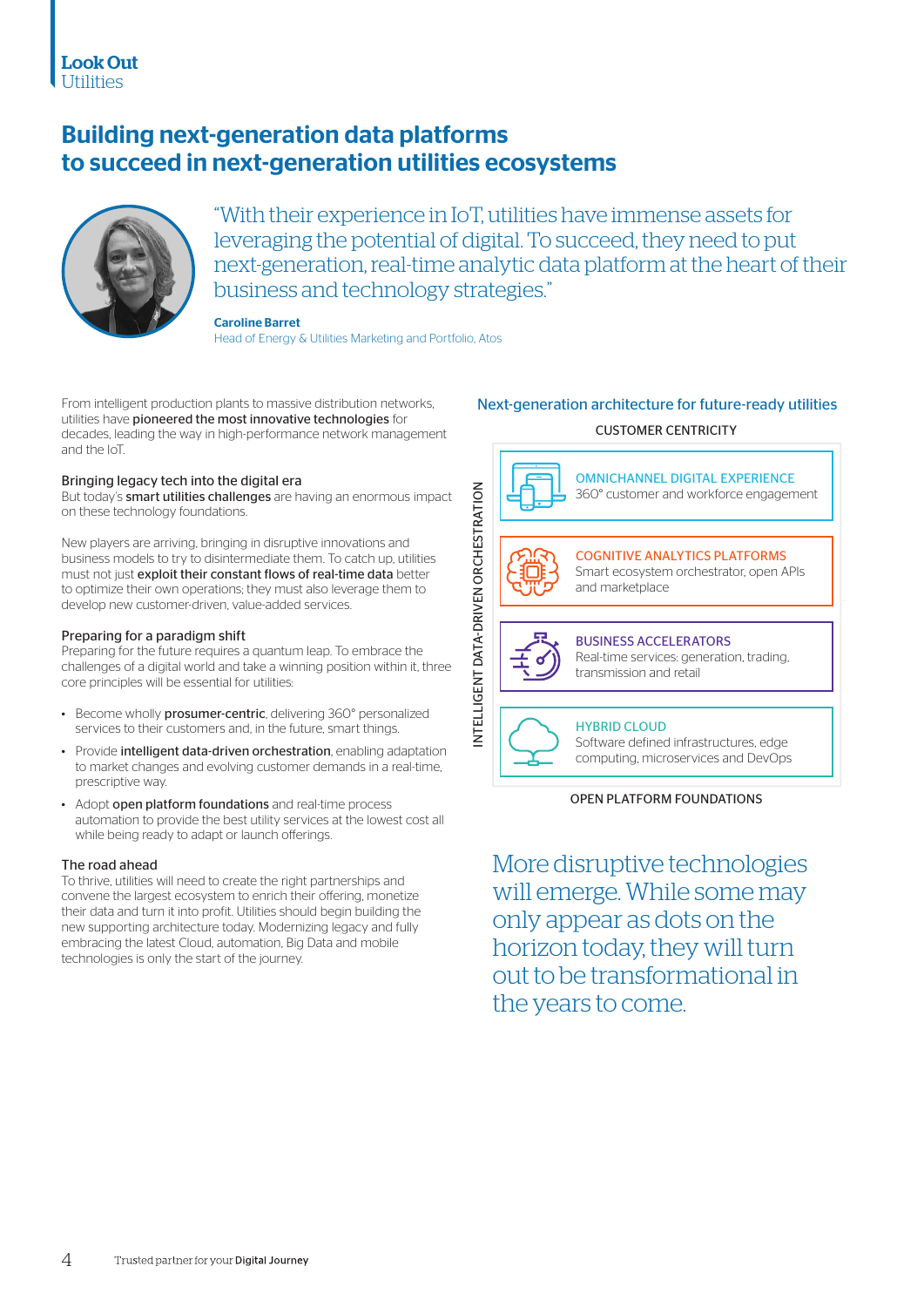Look Out
Utilities

# Building next-generation data platforms to succeed in next-generation utilities ecosystems

"With their experience in IoT, utilities have immense assets for leveraging the potential of digital. To succeed, they need to put next-generation, real-time analytic data platform at the heart of their business and technology strategies."

**Caroline Barret**
Head of Energy & Utilities Marketing and Portfolio, Atos

From intelligent production plants to massive distribution networks, utilities have **pioneered the most innovative technologies** for decades, leading the way in high-performance network management and the IoT.

### Bringing legacy tech into the digital era

But today's **smart utilities challenges** are having an enormous impact on these technology foundations.

New players are arriving, bringing in disruptive innovations and business models to try to disintermediate them. To catch up, utilities must not just **exploit their constant flows of real-time data** better to optimize their own operations; they must also leverage them to develop new customer-driven, value-added services.

### Preparing for a paradigm shift

Preparing for the future requires a quantum leap. To embrace the challenges of a digital world and take a winning position within it, three core principles will be essential for utilities:

- Become wholly **prosumer-centric**, delivering 360° personalized services to their customers and, in the future, smart things.
- Provide **intelligent data-driven orchestration**, enabling adaptation to market changes and evolving customer demands in a real-time, prescriptive way.
- Adopt **open platform foundations** and real-time process automation to provide the best utility services at the lowest cost all while being ready to adapt or launch offerings.

### The road ahead

To thrive, utilities will need to create the right partnerships and convene the largest ecosystem to enrich their offering, monetize their data and turn it into profit. Utilities should begin building the new supporting architecture today. Modernizing legacy and fully embracing the latest Cloud, automation, Big Data and mobile technologies is only the start of the journey.

### Next-generation architecture for future-ready utilities

CUSTOMER CENTRICITY

INTELLIGENT DATA-DRIVEN ORCHESTRATION

**OMNICHANNEL DIGITAL EXPERIENCE**
360° customer and workforce engagement

**COGNITIVE ANALYTICS PLATFORMS**
Smart ecosystem orchestrator, open APIs and marketplace

**BUSINESS ACCELERATORS**
Real-time services: generation, trading, transmission and retail

**HYBRID CLOUD**
Software defined infrastructures, edge computing, microservices and DevOps

OPEN PLATFORM FOUNDATIONS

More disruptive technologies will emerge. While some may only appear as dots on the horizon today, they will turn out to be transformational in the years to come.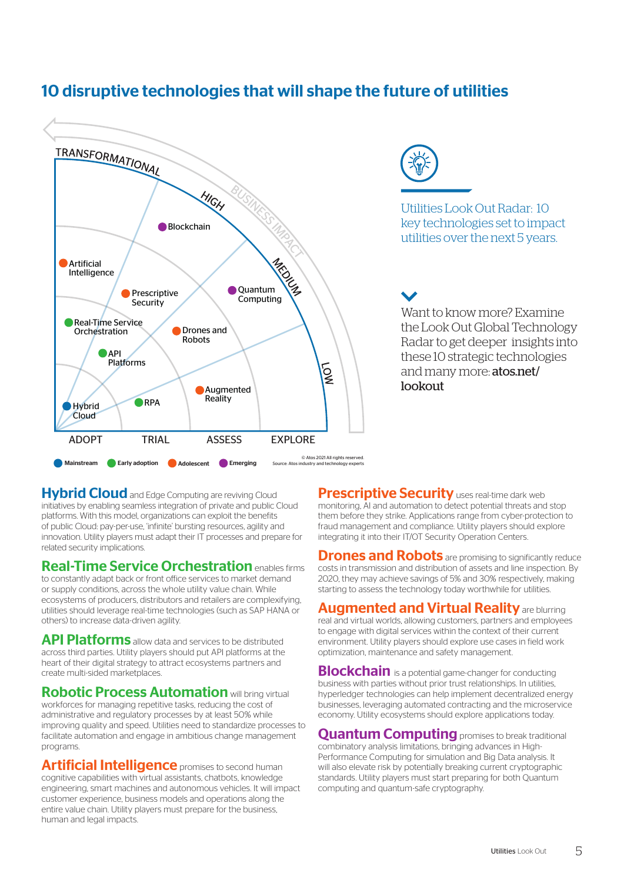# 10 disruptive technologies that will shape the future of utilities

TRANSFORMATIONAL — HIGH — MEDIUM — LOW (BUSINESS IMPACT)

ADOPT — TRIAL — ASSESS — EXPLORE

Blockchain, Artificial Intelligence, Prescriptive Security, Quantum Computing, Real-Time Service Orchestration, Drones and Robots, API Platforms, Augmented Reality, Hybrid Cloud, RPA

Mainstream · Early adoption · Adolescent · Emerging

© Atos 2021 All rights reserved.
Source: Atos industry and technology experts

Utilities Look Out Radar: 10 key technologies set to impact utilities over the next 5 years.

Want to know more? Examine the Look Out Global Technology Radar to get deeper insights into these 10 strategic technologies and many more: **atos.net/lookout**

**Hybrid Cloud** and Edge Computing are reviving Cloud initiatives by enabling seamless integration of private and public Cloud platforms. With this model, organizations can exploit the benefits of public Cloud: pay-per-use, 'infinite' bursting resources, agility and innovation. Utility players must adapt their IT processes and prepare for related security implications.

**Real-Time Service Orchestration** enables firms to constantly adapt back or front office services to market demand or supply conditions, across the whole utility value chain. While ecosystems of producers, distributors and retailers are complexifying, utilities should leverage real-time technologies (such as SAP HANA or others) to increase data-driven agility.

**API Platforms** allow data and services to be distributed across third parties. Utility players should put API platforms at the heart of their digital strategy to attract ecosystems partners and create multi-sided marketplaces.

**Robotic Process Automation** will bring virtual workforces for managing repetitive tasks, reducing the cost of administrative and regulatory processes by at least 50% while improving quality and speed. Utilities need to standardize processes to facilitate automation and engage in ambitious change management programs.

**Artificial Intelligence** promises to second human cognitive capabilities with virtual assistants, chatbots, knowledge engineering, smart machines and autonomous vehicles. It will impact customer experience, business models and operations along the entire value chain. Utility players must prepare for the business, human and legal impacts.

**Prescriptive Security** uses real-time dark web monitoring, AI and automation to detect potential threats and stop them before they strike. Applications range from cyber-protection to fraud management and compliance. Utility players should explore integrating it into their IT/OT Security Operation Centers.

**Drones and Robots** are promising to significantly reduce costs in transmission and distribution of assets and line inspection. By 2020, they may achieve savings of 5% and 30% respectively, making starting to assess the technology today worthwhile for utilities.

**Augmented and Virtual Reality** are blurring real and virtual worlds, allowing customers, partners and employees to engage with digital services within the context of their current environment. Utility players should explore use cases in field work optimization, maintenance and safety management.

**Blockchain** is a potential game-changer for conducting business with parties without prior trust relationships. In utilities, hyperledger technologies can help implement decentralized energy businesses, leveraging automated contracting and the microservice economy. Utility ecosystems should explore applications today.

**Quantum Computing** promises to break traditional combinatory analysis limitations, bringing advances in High-Performance Computing for simulation and Big Data analysis. It will also elevate risk by potentially breaking current cryptographic standards. Utility players must start preparing for both Quantum computing and quantum-safe cryptography.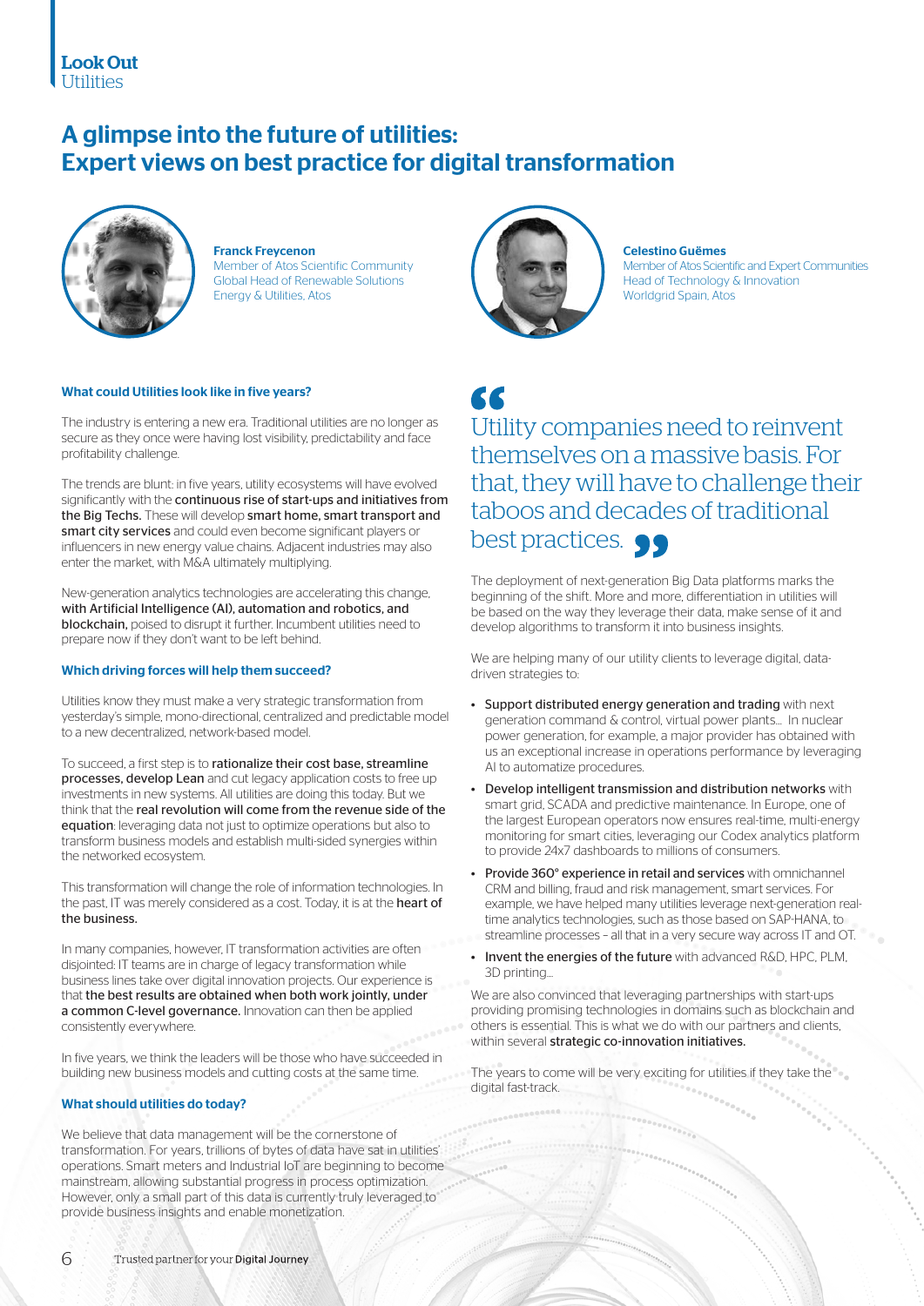# A glimpse into the future of utilities: Expert views on best practice for digital transformation

**Franck Freycenon**
Member of Atos Scientific Community
Global Head of Renewable Solutions
Energy & Utilities, Atos

**Celestino Güemes**
Member of Atos Scientific and Expert Communities
Head of Technology & Innovation
Worldgrid Spain, Atos

### What could Utilities look like in five years?

The industry is entering a new era. Traditional utilities are no longer as secure as they once were having lost visibility, predictability and face profitability challenge.

The trends are blunt: in five years, utility ecosystems will have evolved significantly with the **continuous rise of start-ups and initiatives from the Big Techs.** These will develop **smart home, smart transport and smart city services** and could even become significant players or influencers in new energy value chains. Adjacent industries may also enter the market, with M&A ultimately multiplying.

New-generation analytics technologies are accelerating this change, **with Artificial Intelligence (AI), automation and robotics, and blockchain,** poised to disrupt it further. Incumbent utilities need to prepare now if they don't want to be left behind.

### Which driving forces will help them succeed?

Utilities know they must make a very strategic transformation from yesterday's simple, mono-directional, centralized and predictable model to a new decentralized, network-based model.

To succeed, a first step is to **rationalize their cost base, streamline processes, develop Lean** and cut legacy application costs to free up investments in new systems. All utilities are doing this today. But we think that the **real revolution will come from the revenue side of the equation**: leveraging data not just to optimize operations but also to transform business models and establish multi-sided synergies within the networked ecosystem.

This transformation will change the role of information technologies. In the past, IT was merely considered as a cost. Today, it is at the **heart of the business.**

In many companies, however, IT transformation activities are often disjointed: IT teams are in charge of legacy transformation while business lines take over digital innovation projects. Our experience is that **the best results are obtained when both work jointly, under a common C-level governance.** Innovation can then be applied consistently everywhere.

In five years, we think the leaders will be those who have succeeded in building new business models and cutting costs at the same time.

### What should utilities do today?

We believe that data management will be the cornerstone of transformation. For years, trillions of bytes of data have sat in utilities' operations. Smart meters and Industrial IoT are beginning to become mainstream, allowing substantial progress in process optimization. However, only a small part of this data is currently truly leveraged to provide business insights and enable monetization.

> “Utility companies need to reinvent themselves on a massive basis. For that, they will have to challenge their taboos and decades of traditional best practices.”

The deployment of next-generation Big Data platforms marks the beginning of the shift. More and more, differentiation in utilities will be based on the way they leverage their data, make sense of it and develop algorithms to transform it into business insights.

We are helping many of our utility clients to leverage digital, data-driven strategies to:

- **Support distributed energy generation and trading** with next generation command & control, virtual power plants... In nuclear power generation, for example, a major provider has obtained with us an exceptional increase in operations performance by leveraging AI to automatize procedures.
- **Develop intelligent transmission and distribution networks** with smart grid, SCADA and predictive maintenance. In Europe, one of the largest European operators now ensures real-time, multi-energy monitoring for smart cities, leveraging our Codex analytics platform to provide 24x7 dashboards to millions of consumers.
- **Provide 360° experience in retail and services** with omnichannel CRM and billing, fraud and risk management, smart services. For example, we have helped many utilities leverage next-generation real-time analytics technologies, such as those based on SAP-HANA, to streamline processes – all that in a very secure way across IT and OT.
- **Invent the energies of the future** with advanced R&D, HPC, PLM, 3D printing...

We are also convinced that leveraging partnerships with start-ups providing promising technologies in domains such as blockchain and others is essential. This is what we do with our partners and clients, within several **strategic co-innovation initiatives.**

The years to come will be very exciting for utilities if they take the digital fast-track.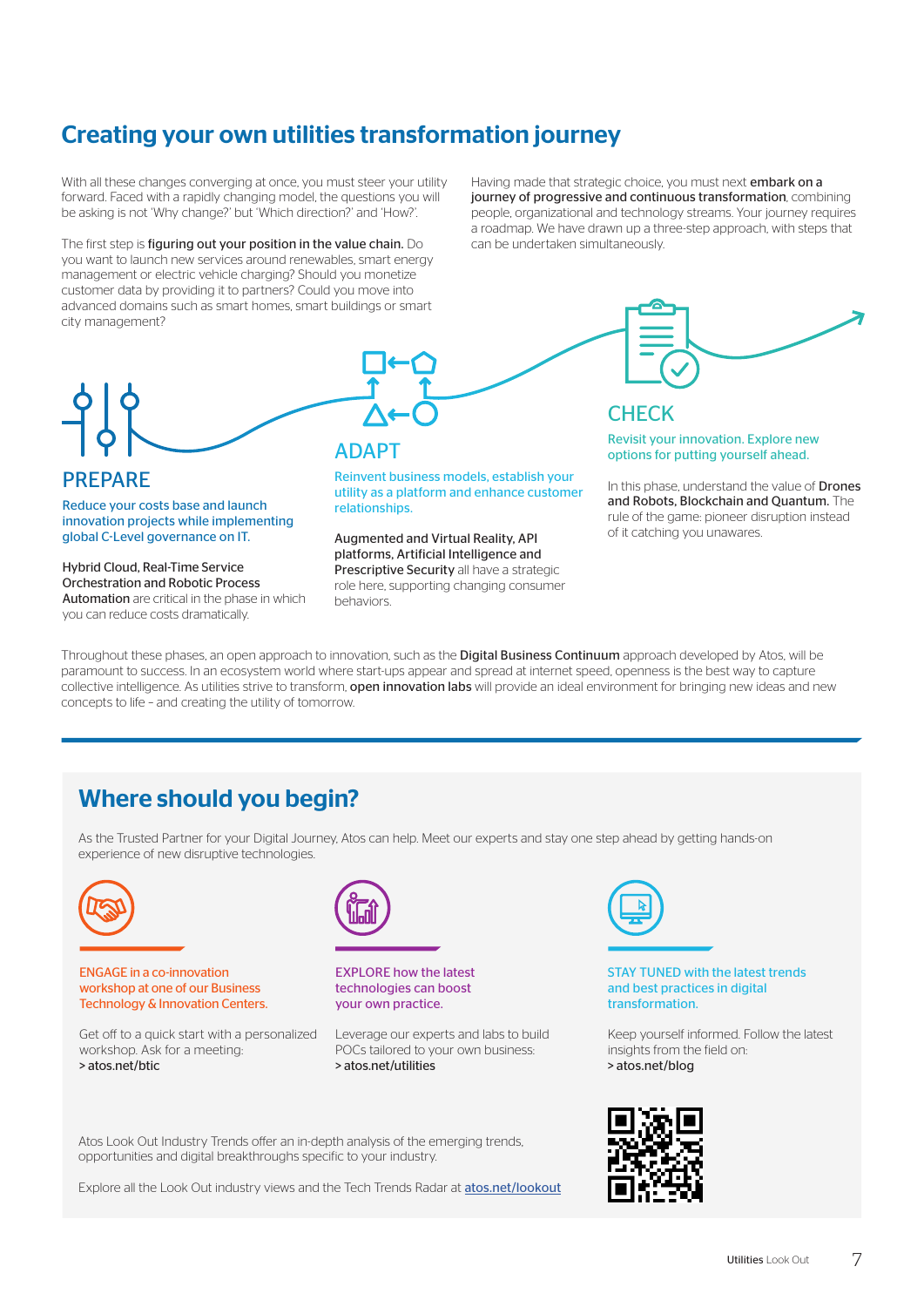## Creating your own utilities transformation journey

With all these changes converging at once, you must steer your utility forward. Faced with a rapidly changing model, the questions you will be asking is not 'Why change?' but 'Which direction?' and 'How?'.

The first step is **figuring out your position in the value chain.** Do you want to launch new services around renewables, smart energy management or electric vehicle charging? Should you monetize customer data by providing it to partners? Could you move into advanced domains such as smart homes, smart buildings or smart city management?

Having made that strategic choice, you must next **embark on a journey of progressive and continuous transformation**, combining people, organizational and technology streams. Your journey requires a roadmap. We have drawn up a three-step approach, with steps that can be undertaken simultaneously.

### PREPARE

Reduce your costs base and launch innovation projects while implementing global C-Level governance on IT.

**Hybrid Cloud, Real-Time Service Orchestration and Robotic Process Automation** are critical in the phase in which you can reduce costs dramatically.

### ADAPT

Reinvent business models, establish your utility as a platform and enhance customer relationships.

**Augmented and Virtual Reality, API platforms, Artificial Intelligence and Prescriptive Security** all have a strategic role here, supporting changing consumer behaviors.

### CHECK

Revisit your innovation. Explore new options for putting yourself ahead.

In this phase, understand the value of **Drones and Robots, Blockchain and Quantum.** The rule of the game: pioneer disruption instead of it catching you unawares.

Throughout these phases, an open approach to innovation, such as the **Digital Business Continuum** approach developed by Atos, will be paramount to success. In an ecosystem world where start-ups appear and spread at internet speed, openness is the best way to capture collective intelligence. As utilities strive to transform, **open innovation labs** will provide an ideal environment for bringing new ideas and new concepts to life – and creating the utility of tomorrow.

## Where should you begin?

As the Trusted Partner for your Digital Journey, Atos can help. Meet our experts and stay one step ahead by getting hands-on experience of new disruptive technologies.

**ENGAGE in a co-innovation workshop at one of our Business Technology & Innovation Centers.**

Get off to a quick start with a personalized workshop. Ask for a meeting:
> atos.net/btic

**EXPLORE how the latest technologies can boost your own practice.**

Leverage our experts and labs to build POCs tailored to your own business:
> atos.net/utilities

**STAY TUNED with the latest trends and best practices in digital transformation.**

Keep yourself informed. Follow the latest insights from the field on:
> atos.net/blog

Atos Look Out Industry Trends offer an in-depth analysis of the emerging trends, opportunities and digital breakthroughs specific to your industry.

Explore all the Look Out industry views and the Tech Trends Radar at atos.net/lookout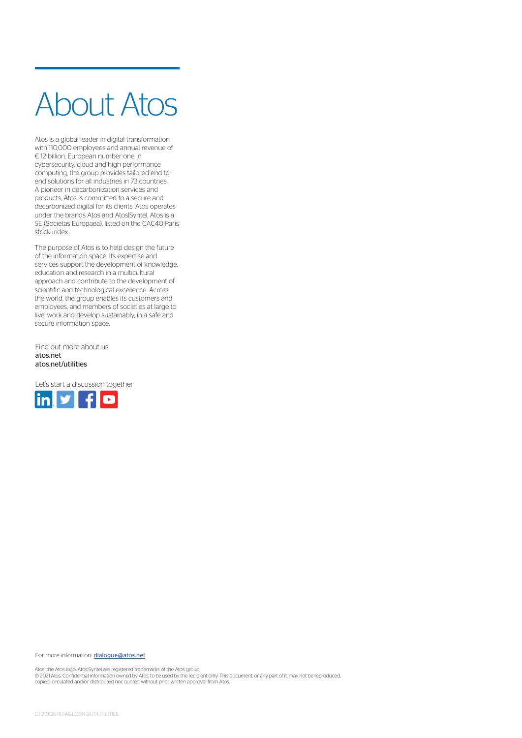# About Atos

Atos is a global leader in digital transformation with 110,000 employees and annual revenue of € 12 billion. European number one in cybersecurity, cloud and high performance computing, the group provides tailored end-to-end solutions for all industries in 73 countries. A pioneer in decarbonization services and products, Atos is committed to a secure and decarbonized digital for its clients. Atos operates under the brands Atos and Atos|Syntel. Atos is a SE (Societas Europaea), listed on the CAC40 Paris stock index.

The purpose of Atos is to help design the future of the information space. Its expertise and services support the development of knowledge, education and research in a multicultural approach and contribute to the development of scientific and technological excellence. Across the world, the group enables its customers and employees, and members of societies at large to live, work and develop sustainably, in a safe and secure information space.

Find out more about us
atos.net
atos.net/utilities

Let's start a discussion together

For more information: dialogue@atos.net

Atos, the Atos logo, Atos|Syntel are registered trademarks of the Atos group.
© 2021 Atos. Confidential information owned by Atos, to be used by the recipient only. This document, or any part of it, may not be reproduced, copied, circulated and/or distributed nor quoted without prior written approval from Atos.

CT-210125-RD-AS-LOOK-OUT-UTILITIES